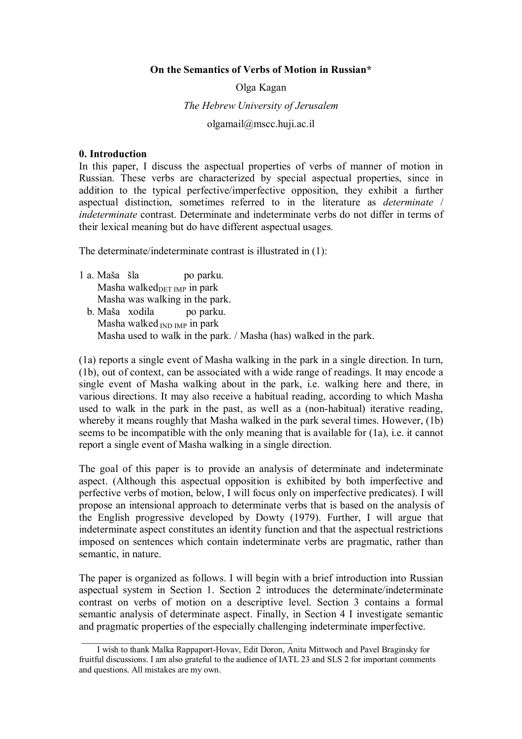# On the Semantics of Verbs of Motion in Russian*

Olga Kagan

*The Hebrew University of Jerusalem*

olgamail@mscc.huji.ac.il

## 0. Introduction

In this paper, I discuss the aspectual properties of verbs of manner of motion in Russian. These verbs are characterized by special aspectual properties, since in addition to the typical perfective/imperfective opposition, they exhibit a further aspectual distinction, sometimes referred to in the literature as *determinate* / *indeterminate* contrast. Determinate and indeterminate verbs do not differ in terms of their lexical meaning but do have different aspectual usages.

The determinate/indeterminate contrast is illustrated in (1):

1 a. Maša šla po parku.
   Masha walked$_{DET\ IMP}$ in park
   Masha was walking in the park.
  b. Maša xodila po parku.
   Masha walked$_{IND\ IMP}$ in park
   Masha used to walk in the park. / Masha (has) walked in the park.

(1a) reports a single event of Masha walking in the park in a single direction. In turn, (1b), out of context, can be associated with a wide range of readings. It may encode a single event of Masha walking about in the park, i.e. walking here and there, in various directions. It may also receive a habitual reading, according to which Masha used to walk in the park in the past, as well as a (non-habitual) iterative reading, whereby it means roughly that Masha walked in the park several times. However, (1b) seems to be incompatible with the only meaning that is available for (1a), i.e. it cannot report a single event of Masha walking in a single direction.

The goal of this paper is to provide an analysis of determinate and indeterminate aspect. (Although this aspectual opposition is exhibited by both imperfective and perfective verbs of motion, below, I will focus only on imperfective predicates). I will propose an intensional approach to determinate verbs that is based on the analysis of the English progressive developed by Dowty (1979). Further, I will argue that indeterminate aspect constitutes an identity function and that the aspectual restrictions imposed on sentences which contain indeterminate verbs are pragmatic, rather than semantic, in nature.

The paper is organized as follows. I will begin with a brief introduction into Russian aspectual system in Section 1. Section 2 introduces the determinate/indeterminate contrast on verbs of motion on a descriptive level. Section 3 contains a formal semantic analysis of determinate aspect. Finally, in Section 4 I investigate semantic and pragmatic properties of the especially challenging indeterminate imperfective.

---

I wish to thank Malka Rappaport-Hovav, Edit Doron, Anita Mittwoch and Pavel Braginsky for fruitful discussions. I am also grateful to the audience of IATL 23 and SLS 2 for important comments and questions. All mistakes are my own.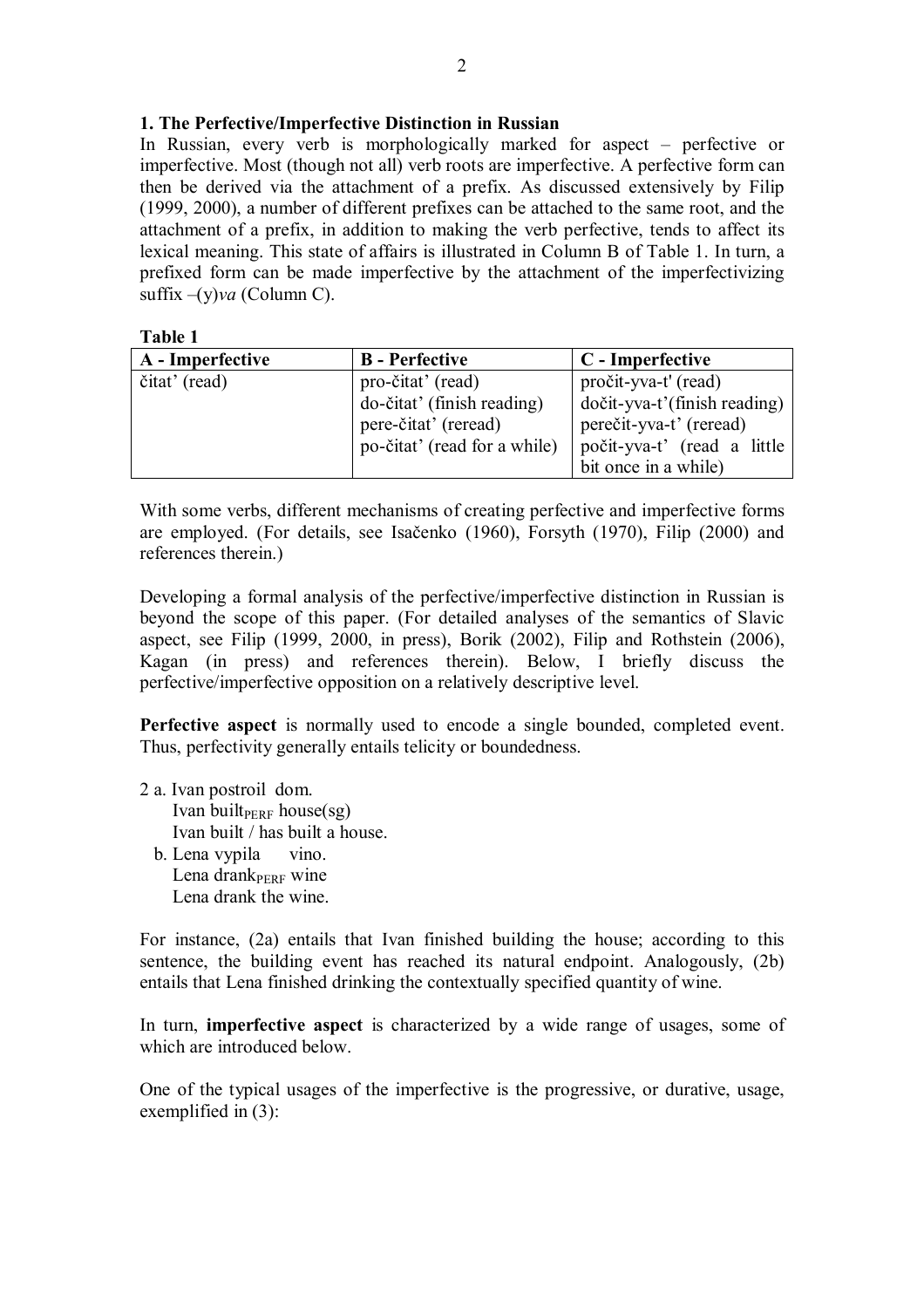## 1. The Perfective/Imperfective Distinction in Russian

In Russian, every verb is morphologically marked for aspect – perfective or imperfective. Most (though not all) verb roots are imperfective. A perfective form can then be derived via the attachment of a prefix. As discussed extensively by Filip (1999, 2000), a number of different prefixes can be attached to the same root, and the attachment of a prefix, in addition to making the verb perfective, tends to affect its lexical meaning. This state of affairs is illustrated in Column B of Table 1. In turn, a prefixed form can be made imperfective by the attachment of the imperfectivizing suffix –(y)*va* (Column C).

**Table 1**

| A - Imperfective | B - Perfective | C - Imperfective |
|---|---|---|
| čitat' (read) | pro-čitat' (read)<br>do-čitat' (finish reading)<br>pere-čitat' (reread)<br>po-čitat' (read for a while) | pročit-yva-t' (read)<br>dočit-yva-t'(finish reading)<br>perečit-yva-t' (reread)<br>počit-yva-t' (read a little bit once in a while) |

With some verbs, different mechanisms of creating perfective and imperfective forms are employed. (For details, see Isačenko (1960), Forsyth (1970), Filip (2000) and references therein.)

Developing a formal analysis of the perfective/imperfective distinction in Russian is beyond the scope of this paper. (For detailed analyses of the semantics of Slavic aspect, see Filip (1999, 2000, in press), Borik (2002), Filip and Rothstein (2006), Kagan (in press) and references therein). Below, I briefly discuss the perfective/imperfective opposition on a relatively descriptive level.

**Perfective aspect** is normally used to encode a single bounded, completed event. Thus, perfectivity generally entails telicity or boundedness.

2 a. Ivan postroil dom.
   Ivan built$_{PERF}$ house(sg)
   Ivan built / has built a house.

  b. Lena vypila vino.
   Lena drank$_{PERF}$ wine
   Lena drank the wine.

For instance, (2a) entails that Ivan finished building the house; according to this sentence, the building event has reached its natural endpoint. Analogously, (2b) entails that Lena finished drinking the contextually specified quantity of wine.

In turn, **imperfective aspect** is characterized by a wide range of usages, some of which are introduced below.

One of the typical usages of the imperfective is the progressive, or durative, usage, exemplified in (3):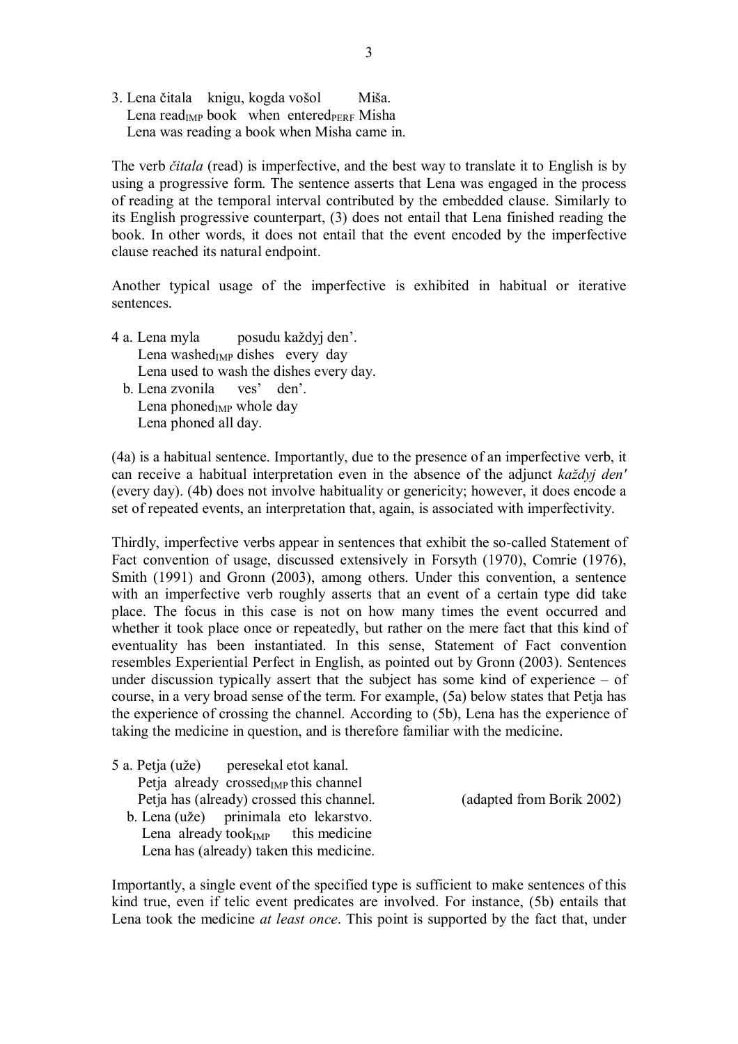3. Lena čitala knigu, kogda vošol Miša.
   Lena read$_{IMP}$ book when entered$_{PERF}$ Misha
   Lena was reading a book when Misha came in.

The verb *čitala* (read) is imperfective, and the best way to translate it to English is by using a progressive form. The sentence asserts that Lena was engaged in the process of reading at the temporal interval contributed by the embedded clause. Similarly to its English progressive counterpart, (3) does not entail that Lena finished reading the book. In other words, it does not entail that the event encoded by the imperfective clause reached its natural endpoint.

Another typical usage of the imperfective is exhibited in habitual or iterative sentences.

4 a. Lena myla posudu každyj den'.
   Lena washed$_{IMP}$ dishes every day
   Lena used to wash the dishes every day.
  b. Lena zvonila ves' den'.
   Lena phoned$_{IMP}$ whole day
   Lena phoned all day.

(4a) is a habitual sentence. Importantly, due to the presence of an imperfective verb, it can receive a habitual interpretation even in the absence of the adjunct *každyj den'* (every day). (4b) does not involve habituality or genericity; however, it does encode a set of repeated events, an interpretation that, again, is associated with imperfectivity.

Thirdly, imperfective verbs appear in sentences that exhibit the so-called Statement of Fact convention of usage, discussed extensively in Forsyth (1970), Comrie (1976), Smith (1991) and Gronn (2003), among others. Under this convention, a sentence with an imperfective verb roughly asserts that an event of a certain type did take place. The focus in this case is not on how many times the event occurred and whether it took place once or repeatedly, but rather on the mere fact that this kind of eventuality has been instantiated. In this sense, Statement of Fact convention resembles Experiential Perfect in English, as pointed out by Gronn (2003). Sentences under discussion typically assert that the subject has some kind of experience – of course, in a very broad sense of the term. For example, (5a) below states that Petja has the experience of crossing the channel. According to (5b), Lena has the experience of taking the medicine in question, and is therefore familiar with the medicine.

5 a. Petja (uže) peresekal etot kanal.
   Petja already crossed$_{IMP}$ this channel
   Petja has (already) crossed this channel. (adapted from Borik 2002)
  b. Lena (uže) prinimala eto lekarstvo.
   Lena already took$_{IMP}$ this medicine
   Lena has (already) taken this medicine.

Importantly, a single event of the specified type is sufficient to make sentences of this kind true, even if telic event predicates are involved. For instance, (5b) entails that Lena took the medicine *at least once*. This point is supported by the fact that, under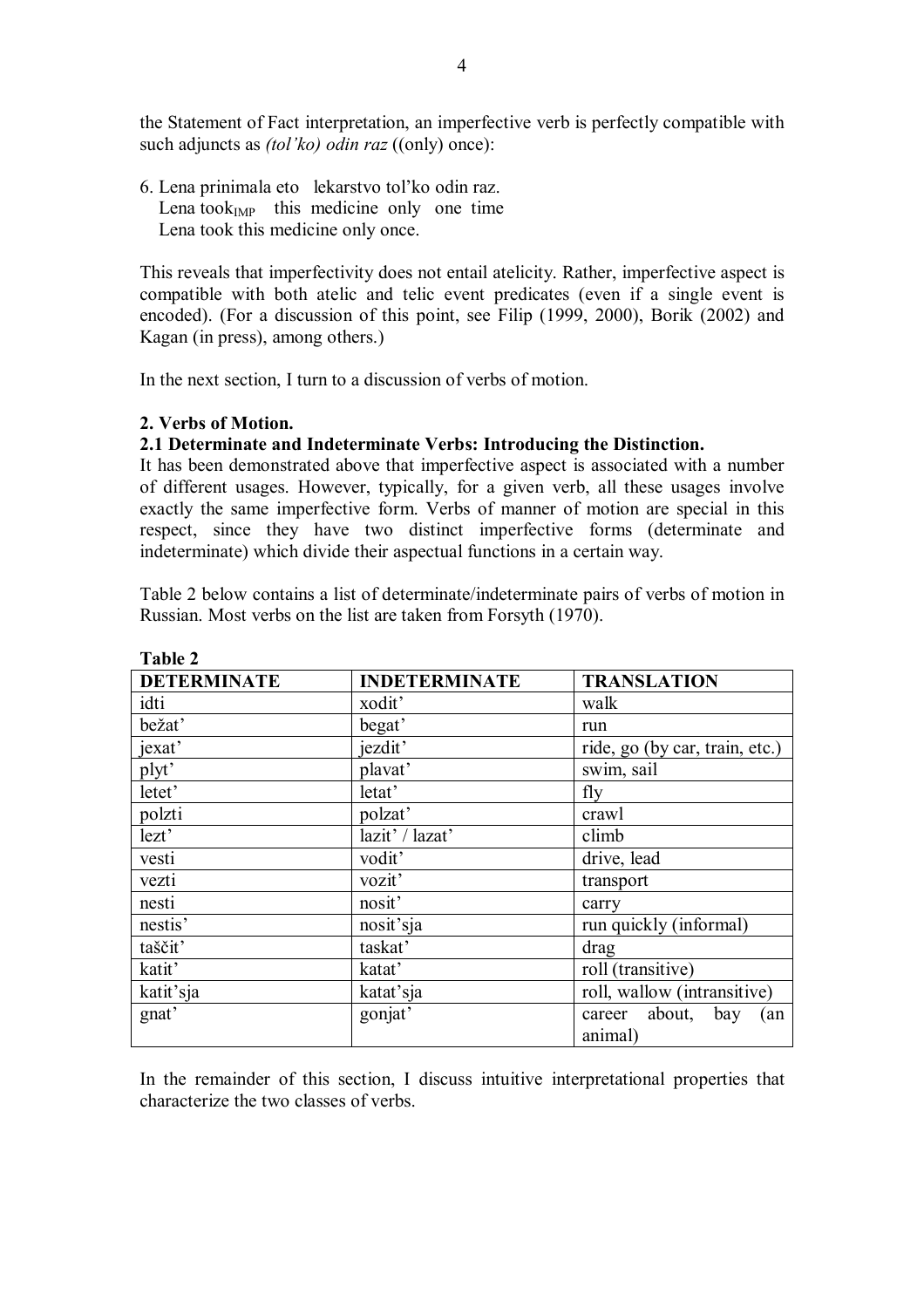the Statement of Fact interpretation, an imperfective verb is perfectly compatible with such adjuncts as *(tol'ko) odin raz* ((only) once):

6. Lena prinimala eto lekarstvo tol'ko odin raz.
   Lena took$_{IMP}$ this medicine only one time
   Lena took this medicine only once.

This reveals that imperfectivity does not entail atelicity. Rather, imperfective aspect is compatible with both atelic and telic event predicates (even if a single event is encoded). (For a discussion of this point, see Filip (1999, 2000), Borik (2002) and Kagan (in press), among others.)

In the next section, I turn to a discussion of verbs of motion.

## 2. Verbs of Motion.

### 2.1 Determinate and Indeterminate Verbs: Introducing the Distinction.

It has been demonstrated above that imperfective aspect is associated with a number of different usages. However, typically, for a given verb, all these usages involve exactly the same imperfective form. Verbs of manner of motion are special in this respect, since they have two distinct imperfective forms (determinate and indeterminate) which divide their aspectual functions in a certain way.

Table 2 below contains a list of determinate/indeterminate pairs of verbs of motion in Russian. Most verbs on the list are taken from Forsyth (1970).

**Table 2**

| DETERMINATE | INDETERMINATE | TRANSLATION |
|---|---|---|
| idti | xodit' | walk |
| bežat' | begat' | run |
| jexat' | jezdit' | ride, go (by car, train, etc.) |
| plyt' | plavat' | swim, sail |
| letet' | letat' | fly |
| polzti | polzat' | crawl |
| lezt' | lazit' / lazat' | climb |
| vesti | vodit' | drive, lead |
| vezti | vozit' | transport |
| nesti | nosit' | carry |
| nestis' | nosit'sja | run quickly (informal) |
| taščit' | taskat' | drag |
| katit' | katat' | roll (transitive) |
| katit'sja | katat'sja | roll, wallow (intransitive) |
| gnat' | gonjat' | career about, bay (an animal) |

In the remainder of this section, I discuss intuitive interpretational properties that characterize the two classes of verbs.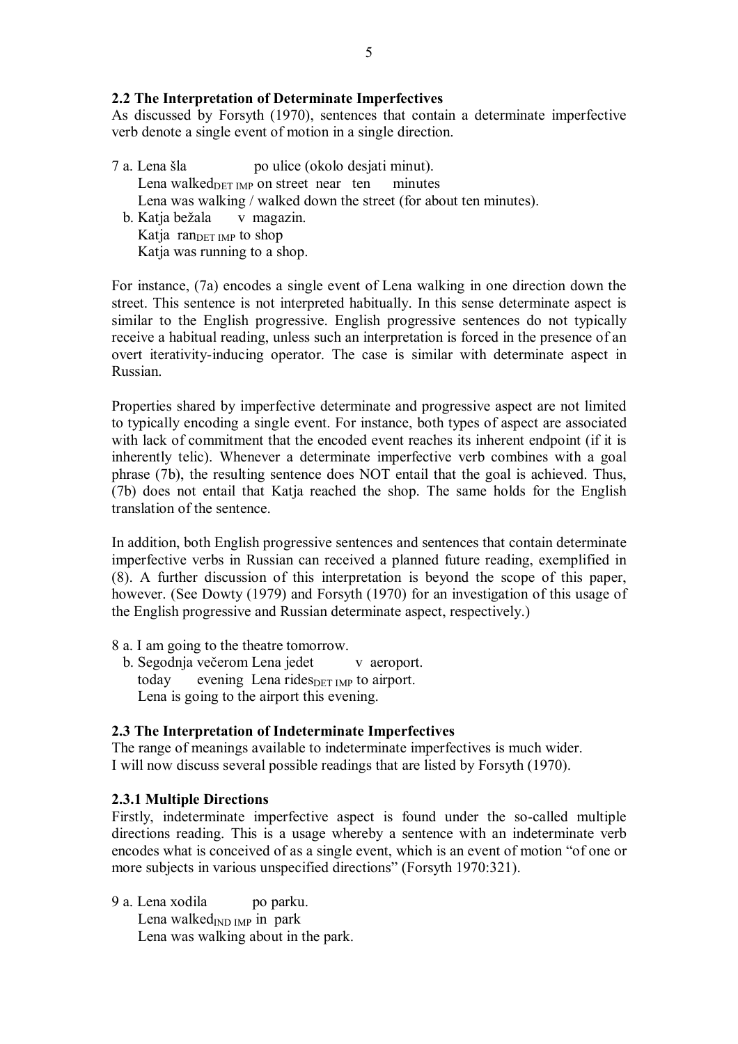### 2.2 The Interpretation of Determinate Imperfectives

As discussed by Forsyth (1970), sentences that contain a determinate imperfective verb denote a single event of motion in a single direction.

7 a. Lena šla po ulice (okolo desjati minut).
   Lena walked$_{\text{DET IMP}}$ on street near ten minutes
   Lena was walking / walked down the street (for about ten minutes).
  b. Katja bežala v magazin.
   Katja ran$_{\text{DET IMP}}$ to shop
   Katja was running to a shop.

For instance, (7a) encodes a single event of Lena walking in one direction down the street. This sentence is not interpreted habitually. In this sense determinate aspect is similar to the English progressive. English progressive sentences do not typically receive a habitual reading, unless such an interpretation is forced in the presence of an overt iterativity-inducing operator. The case is similar with determinate aspect in Russian.

Properties shared by imperfective determinate and progressive aspect are not limited to typically encoding a single event. For instance, both types of aspect are associated with lack of commitment that the encoded event reaches its inherent endpoint (if it is inherently telic). Whenever a determinate imperfective verb combines with a goal phrase (7b), the resulting sentence does NOT entail that the goal is achieved. Thus, (7b) does not entail that Katja reached the shop. The same holds for the English translation of the sentence.

In addition, both English progressive sentences and sentences that contain determinate imperfective verbs in Russian can received a planned future reading, exemplified in (8). A further discussion of this interpretation is beyond the scope of this paper, however. (See Dowty (1979) and Forsyth (1970) for an investigation of this usage of the English progressive and Russian determinate aspect, respectively.)

8 a. I am going to the theatre tomorrow.
  b. Segodnja večerom Lena jedet v aeroport.
   today evening Lena rides$_{\text{DET IMP}}$ to airport.
   Lena is going to the airport this evening.

### 2.3 The Interpretation of Indeterminate Imperfectives

The range of meanings available to indeterminate imperfectives is much wider. I will now discuss several possible readings that are listed by Forsyth (1970).

#### 2.3.1 Multiple Directions

Firstly, indeterminate imperfective aspect is found under the so-called multiple directions reading. This is a usage whereby a sentence with an indeterminate verb encodes what is conceived of as a single event, which is an event of motion "of one or more subjects in various unspecified directions" (Forsyth 1970:321).

9 a. Lena xodila po parku.
   Lena walked$_{\text{IND IMP}}$ in park
   Lena was walking about in the park.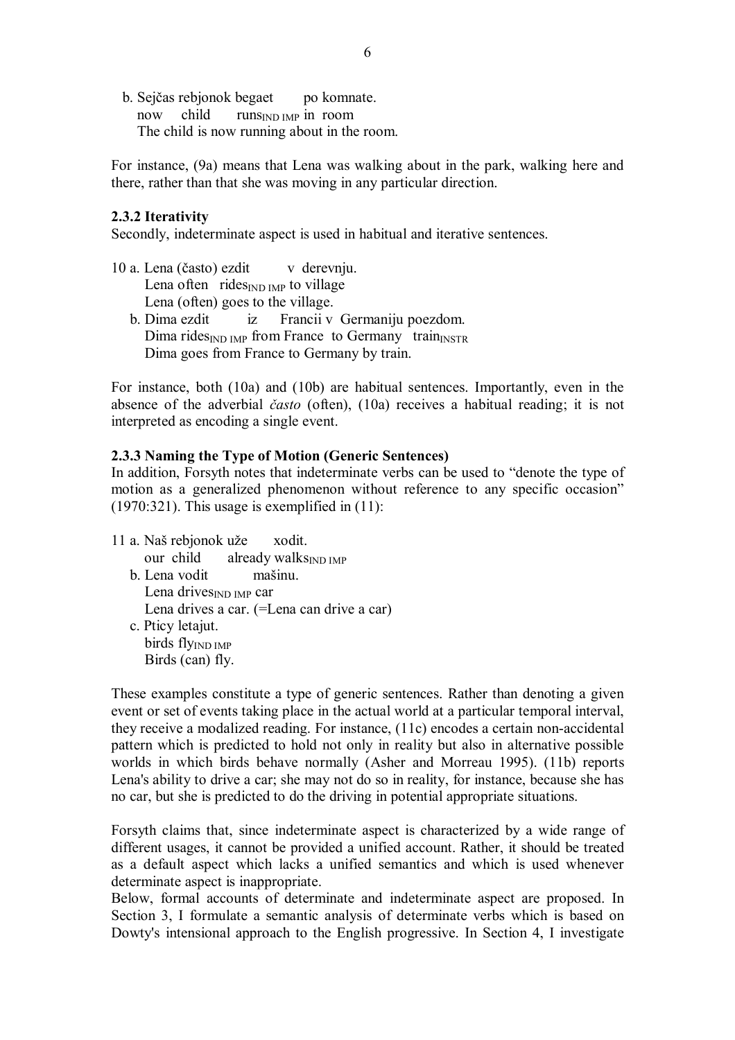b. Sejčas rebjonok begaet po komnate.
   now child runs$_{\text{IND IMP}}$ in room
   The child is now running about in the room.

For instance, (9a) means that Lena was walking about in the park, walking here and there, rather than that she was moving in any particular direction.

### 2.3.2 Iterativity

Secondly, indeterminate aspect is used in habitual and iterative sentences.

10 a. Lena (často) ezdit v derevnju.
   Lena often rides$_{\text{IND IMP}}$ to village
   Lena (often) goes to the village.
   b. Dima ezdit iz Francii v Germaniju poezdom.
   Dima rides$_{\text{IND IMP}}$ from France to Germany train$_{\text{INSTR}}$
   Dima goes from France to Germany by train.

For instance, both (10a) and (10b) are habitual sentences. Importantly, even in the absence of the adverbial *často* (often), (10a) receives a habitual reading; it is not interpreted as encoding a single event.

### 2.3.3 Naming the Type of Motion (Generic Sentences)

In addition, Forsyth notes that indeterminate verbs can be used to "denote the type of motion as a generalized phenomenon without reference to any specific occasion" (1970:321). This usage is exemplified in (11):

11 a. Naš rebjonok uže xodit.
   our child already walks$_{\text{IND IMP}}$
   b. Lena vodit mašinu.
   Lena drives$_{\text{IND IMP}}$ car
   Lena drives a car. (=Lena can drive a car)
   c. Pticy letajut.
   birds fly$_{\text{IND IMP}}$
   Birds (can) fly.

These examples constitute a type of generic sentences. Rather than denoting a given event or set of events taking place in the actual world at a particular temporal interval, they receive a modalized reading. For instance, (11c) encodes a certain non-accidental pattern which is predicted to hold not only in reality but also in alternative possible worlds in which birds behave normally (Asher and Morreau 1995). (11b) reports Lena's ability to drive a car; she may not do so in reality, for instance, because she has no car, but she is predicted to do the driving in potential appropriate situations.

Forsyth claims that, since indeterminate aspect is characterized by a wide range of different usages, it cannot be provided a unified account. Rather, it should be treated as a default aspect which lacks a unified semantics and which is used whenever determinate aspect is inappropriate.

Below, formal accounts of determinate and indeterminate aspect are proposed. In Section 3, I formulate a semantic analysis of determinate verbs which is based on Dowty's intensional approach to the English progressive. In Section 4, I investigate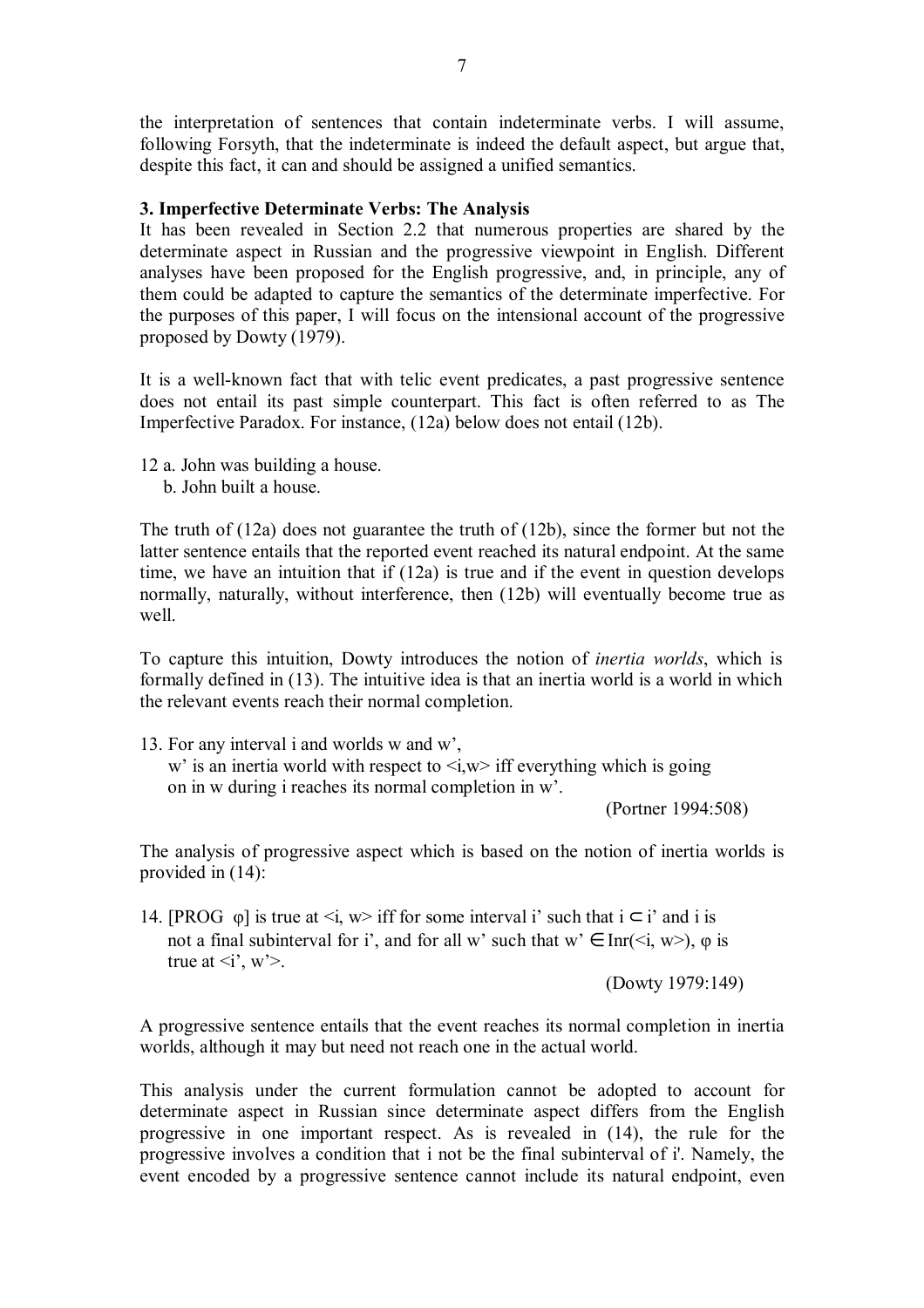the interpretation of sentences that contain indeterminate verbs. I will assume, following Forsyth, that the indeterminate is indeed the default aspect, but argue that, despite this fact, it can and should be assigned a unified semantics.

### 3. Imperfective Determinate Verbs: The Analysis

It has been revealed in Section 2.2 that numerous properties are shared by the determinate aspect in Russian and the progressive viewpoint in English. Different analyses have been proposed for the English progressive, and, in principle, any of them could be adapted to capture the semantics of the determinate imperfective. For the purposes of this paper, I will focus on the intensional account of the progressive proposed by Dowty (1979).

It is a well-known fact that with telic event predicates, a past progressive sentence does not entail its past simple counterpart. This fact is often referred to as The Imperfective Paradox. For instance, (12a) below does not entail (12b).

12 a. John was building a house.
   b. John built a house.

The truth of (12a) does not guarantee the truth of (12b), since the former but not the latter sentence entails that the reported event reached its natural endpoint. At the same time, we have an intuition that if (12a) is true and if the event in question develops normally, naturally, without interference, then (12b) will eventually become true as well.

To capture this intuition, Dowty introduces the notion of *inertia worlds*, which is formally defined in (13). The intuitive idea is that an inertia world is a world in which the relevant events reach their normal completion.

13. For any interval i and worlds w and w',
    w' is an inertia world with respect to <i,w> iff everything which is going on in w during i reaches its normal completion in w'.

(Portner 1994:508)

The analysis of progressive aspect which is based on the notion of inertia worlds is provided in (14):

14. [PROG φ] is true at <i, w> iff for some interval i' such that $i \subset i'$ and i is not a final subinterval for i', and for all w' such that $w' \in \mathrm{Inr}(<i, w>)$, φ is true at <i', w'>.

(Dowty 1979:149)

A progressive sentence entails that the event reaches its normal completion in inertia worlds, although it may but need not reach one in the actual world.

This analysis under the current formulation cannot be adopted to account for determinate aspect in Russian since determinate aspect differs from the English progressive in one important respect. As is revealed in (14), the rule for the progressive involves a condition that i not be the final subinterval of i'. Namely, the event encoded by a progressive sentence cannot include its natural endpoint, even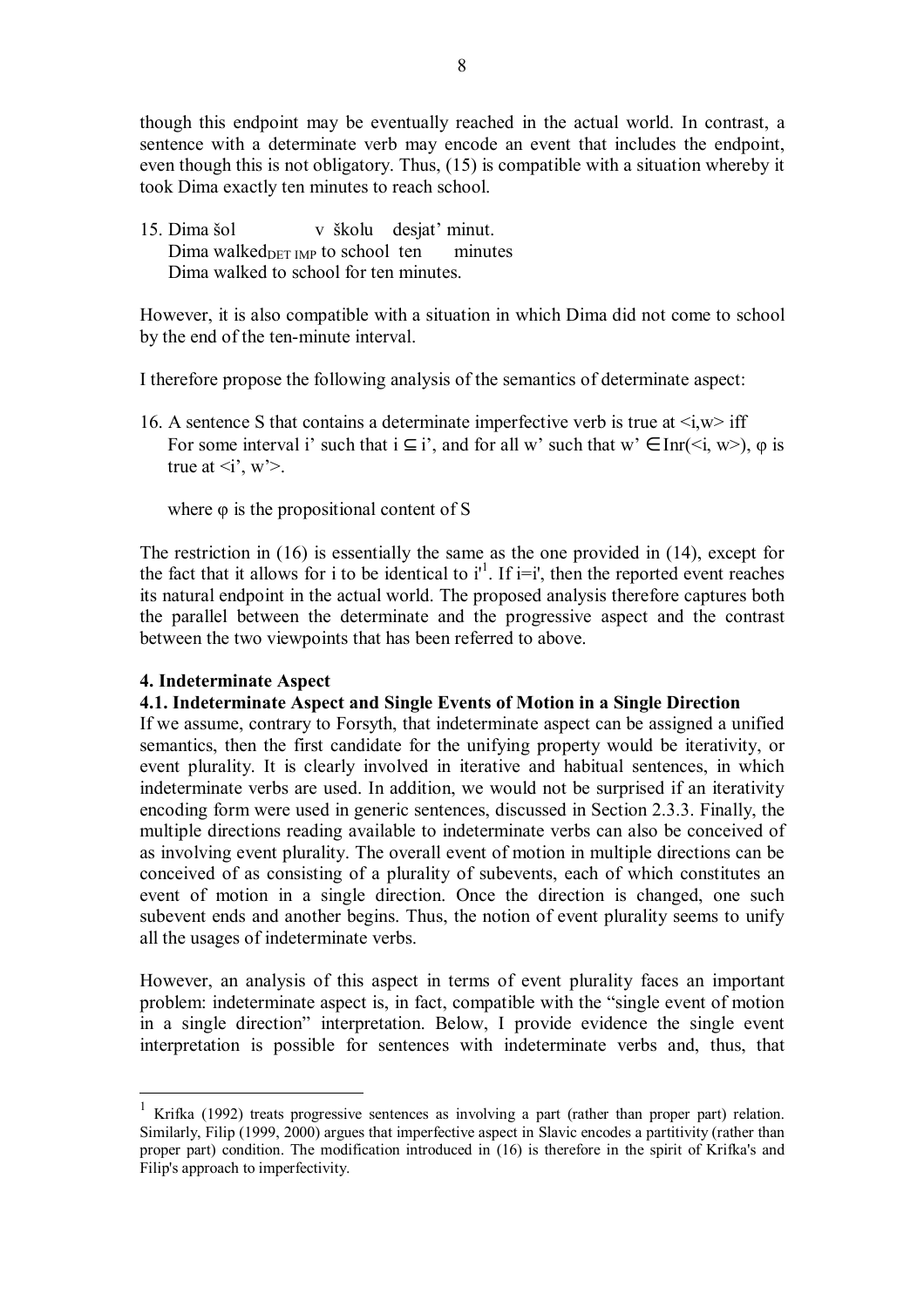though this endpoint may be eventually reached in the actual world. In contrast, a sentence with a determinate verb may encode an event that includes the endpoint, even though this is not obligatory. Thus, (15) is compatible with a situation whereby it took Dima exactly ten minutes to reach school.

15. Dima šol v školu desjat' minut.
    Dima walked$_{\text{DET IMP}}$ to school ten minutes
    Dima walked to school for ten minutes.

However, it is also compatible with a situation in which Dima did not come to school by the end of the ten-minute interval.

I therefore propose the following analysis of the semantics of determinate aspect:

16. A sentence S that contains a determinate imperfective verb is true at $<i,w>$ iff
    For some interval i' such that $i \subseteq i'$, and for all w' such that $w' \in \text{Inr}(<i, w>)$, $\varphi$ is true at $<i', w'>$.

    where $\varphi$ is the propositional content of S

The restriction in (16) is essentially the same as the one provided in (14), except for the fact that it allows for i to be identical to i'[1]. If i=i', then the reported event reaches its natural endpoint in the actual world. The proposed analysis therefore captures both the parallel between the determinate and the progressive aspect and the contrast between the two viewpoints that has been referred to above.

## 4. Indeterminate Aspect

### 4.1. Indeterminate Aspect and Single Events of Motion in a Single Direction

If we assume, contrary to Forsyth, that indeterminate aspect can be assigned a unified semantics, then the first candidate for the unifying property would be iterativity, or event plurality. It is clearly involved in iterative and habitual sentences, in which indeterminate verbs are used. In addition, we would not be surprised if an iterativity encoding form were used in generic sentences, discussed in Section 2.3.3. Finally, the multiple directions reading available to indeterminate verbs can also be conceived of as involving event plurality. The overall event of motion in multiple directions can be conceived of as consisting of a plurality of subevents, each of which constitutes an event of motion in a single direction. Once the direction is changed, one such subevent ends and another begins. Thus, the notion of event plurality seems to unify all the usages of indeterminate verbs.

However, an analysis of this aspect in terms of event plurality faces an important problem: indeterminate aspect is, in fact, compatible with the "single event of motion in a single direction" interpretation. Below, I provide evidence the single event interpretation is possible for sentences with indeterminate verbs and, thus, that

---

[1] Krifka (1992) treats progressive sentences as involving a part (rather than proper part) relation. Similarly, Filip (1999, 2000) argues that imperfective aspect in Slavic encodes a partitivity (rather than proper part) condition. The modification introduced in (16) is therefore in the spirit of Krifka's and Filip's approach to imperfectivity.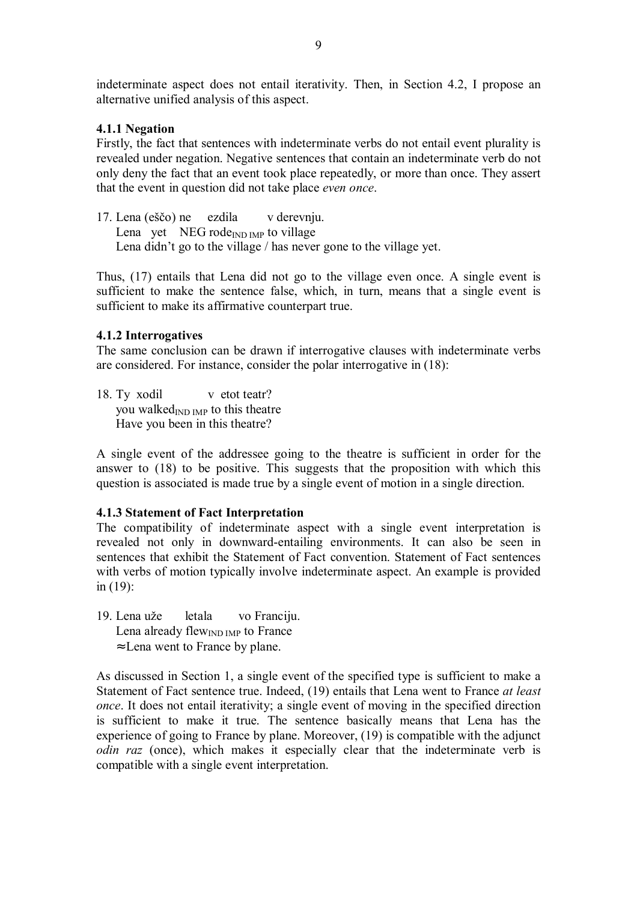indeterminate aspect does not entail iterativity. Then, in Section 4.2, I propose an alternative unified analysis of this aspect.

### 4.1.1 Negation

Firstly, the fact that sentences with indeterminate verbs do not entail event plurality is revealed under negation. Negative sentences that contain an indeterminate verb do not only deny the fact that an event took place repeatedly, or more than once. They assert that the event in question did not take place *even once*.

17. Lena (eščo) ne ezdila v derevnju.
    Lena yet NEG rode$_{\text{IND IMP}}$ to village
    Lena didn't go to the village / has never gone to the village yet.

Thus, (17) entails that Lena did not go to the village even once. A single event is sufficient to make the sentence false, which, in turn, means that a single event is sufficient to make its affirmative counterpart true.

### 4.1.2 Interrogatives

The same conclusion can be drawn if interrogative clauses with indeterminate verbs are considered. For instance, consider the polar interrogative in (18):

18. Ty xodil v etot teatr?
    you walked$_{\text{IND IMP}}$ to this theatre
    Have you been in this theatre?

A single event of the addressee going to the theatre is sufficient in order for the answer to (18) to be positive. This suggests that the proposition with which this question is associated is made true by a single event of motion in a single direction.

### 4.1.3 Statement of Fact Interpretation

The compatibility of indeterminate aspect with a single event interpretation is revealed not only in downward-entailing environments. It can also be seen in sentences that exhibit the Statement of Fact convention. Statement of Fact sentences with verbs of motion typically involve indeterminate aspect. An example is provided in (19):

19. Lena uže letala vo Franciju.
    Lena already flew$_{\text{IND IMP}}$ to France
    ≈Lena went to France by plane.

As discussed in Section 1, a single event of the specified type is sufficient to make a Statement of Fact sentence true. Indeed, (19) entails that Lena went to France *at least once*. It does not entail iterativity; a single event of moving in the specified direction is sufficient to make it true. The sentence basically means that Lena has the experience of going to France by plane. Moreover, (19) is compatible with the adjunct *odin raz* (once), which makes it especially clear that the indeterminate verb is compatible with a single event interpretation.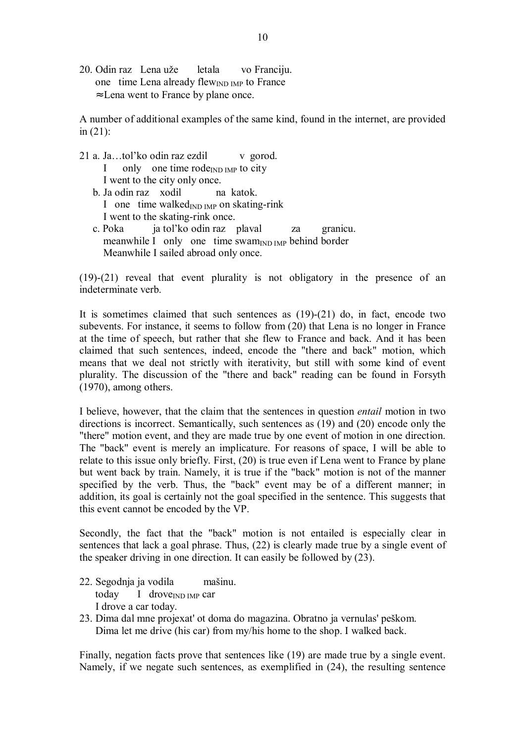20. Odin raz Lena uže letala vo Franciju.
    one time Lena already flew$_{IND\ IMP}$ to France
    ≈Lena went to France by plane once.

A number of additional examples of the same kind, found in the internet, are provided in (21):

21 a. Ja…tol'ko odin raz ezdil v gorod.
    I only one time rode$_{IND\ IMP}$ to city
    I went to the city only once.
  b. Ja odin raz xodil na katok.
    I one time walked$_{IND\ IMP}$ on skating-rink
    I went to the skating-rink once.
  c. Poka ja tol'ko odin raz plaval za granicu.
    meanwhile I only one time swam$_{IND\ IMP}$ behind border
    Meanwhile I sailed abroad only once.

(19)-(21) reveal that event plurality is not obligatory in the presence of an indeterminate verb.

It is sometimes claimed that such sentences as (19)-(21) do, in fact, encode two subevents. For instance, it seems to follow from (20) that Lena is no longer in France at the time of speech, but rather that she flew to France and back. And it has been claimed that such sentences, indeed, encode the "there and back" motion, which means that we deal not strictly with iterativity, but still with some kind of event plurality. The discussion of the "there and back" reading can be found in Forsyth (1970), among others.

I believe, however, that the claim that the sentences in question *entail* motion in two directions is incorrect. Semantically, such sentences as (19) and (20) encode only the "there" motion event, and they are made true by one event of motion in one direction. The "back" event is merely an implicature. For reasons of space, I will be able to relate to this issue only briefly. First, (20) is true even if Lena went to France by plane but went back by train. Namely, it is true if the "back" motion is not of the manner specified by the verb. Thus, the "back" event may be of a different manner; in addition, its goal is certainly not the goal specified in the sentence. This suggests that this event cannot be encoded by the VP.

Secondly, the fact that the "back" motion is not entailed is especially clear in sentences that lack a goal phrase. Thus, (22) is clearly made true by a single event of the speaker driving in one direction. It can easily be followed by (23).

22. Segodnja ja vodila mašinu.
    today I drove$_{IND\ IMP}$ car
    I drove a car today.
23. Dima dal mne projexat' ot doma do magazina. Obratno ja vernulas' peškom.
    Dima let me drive (his car) from my/his home to the shop. I walked back.

Finally, negation facts prove that sentences like (19) are made true by a single event. Namely, if we negate such sentences, as exemplified in (24), the resulting sentence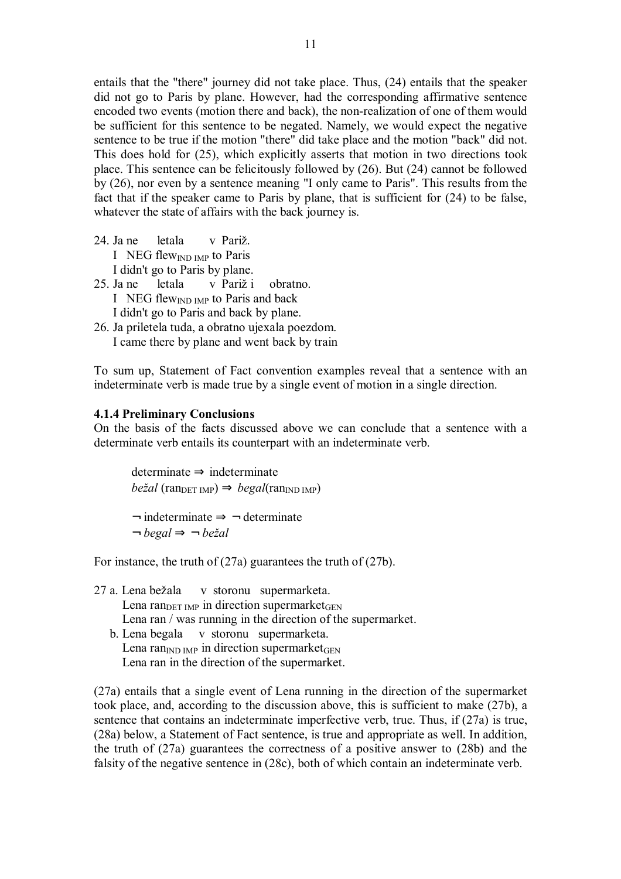entails that the "there" journey did not take place. Thus, (24) entails that the speaker did not go to Paris by plane. However, had the corresponding affirmative sentence encoded two events (motion there and back), the non-realization of one of them would be sufficient for this sentence to be negated. Namely, we would expect the negative sentence to be true if the motion "there" did take place and the motion "back" did not. This does hold for (25), which explicitly asserts that motion in two directions took place. This sentence can be felicitously followed by (26). But (24) cannot be followed by (26), nor even by a sentence meaning "I only came to Paris". This results from the fact that if the speaker came to Paris by plane, that is sufficient for (24) to be false, whatever the state of affairs with the back journey is.

24. Ja ne letala v Pariž.
    I NEG flew$_{\text{IND IMP}}$ to Paris
    I didn't go to Paris by plane.
25. Ja ne letala v Pariž i obratno.
    I NEG flew$_{\text{IND IMP}}$ to Paris and back
    I didn't go to Paris and back by plane.
26. Ja priletela tuda, a obratno ujexala poezdom.
    I came there by plane and went back by train

To sum up, Statement of Fact convention examples reveal that a sentence with an indeterminate verb is made true by a single event of motion in a single direction.

#### 4.1.4 Preliminary Conclusions

On the basis of the facts discussed above we can conclude that a sentence with a determinate verb entails its counterpart with an indeterminate verb.

determinate ⇒ indeterminate
*bežal* (ran$_{\text{DET IMP}}$) ⇒ *begal*(ran$_{\text{IND IMP}}$)

¬ indeterminate ⇒ ¬ determinate
¬ *begal* ⇒ ¬ *bežal*

For instance, the truth of (27a) guarantees the truth of (27b).

27 a. Lena bežala v storonu supermarketa.
    Lena ran$_{\text{DET IMP}}$ in direction supermarket$_{\text{GEN}}$
    Lena ran / was running in the direction of the supermarket.
   b. Lena begala v storonu supermarketa.
    Lena ran$_{\text{IND IMP}}$ in direction supermarket$_{\text{GEN}}$
    Lena ran in the direction of the supermarket.

(27a) entails that a single event of Lena running in the direction of the supermarket took place, and, according to the discussion above, this is sufficient to make (27b), a sentence that contains an indeterminate imperfective verb, true. Thus, if (27a) is true, (28a) below, a Statement of Fact sentence, is true and appropriate as well. In addition, the truth of (27a) guarantees the correctness of a positive answer to (28b) and the falsity of the negative sentence in (28c), both of which contain an indeterminate verb.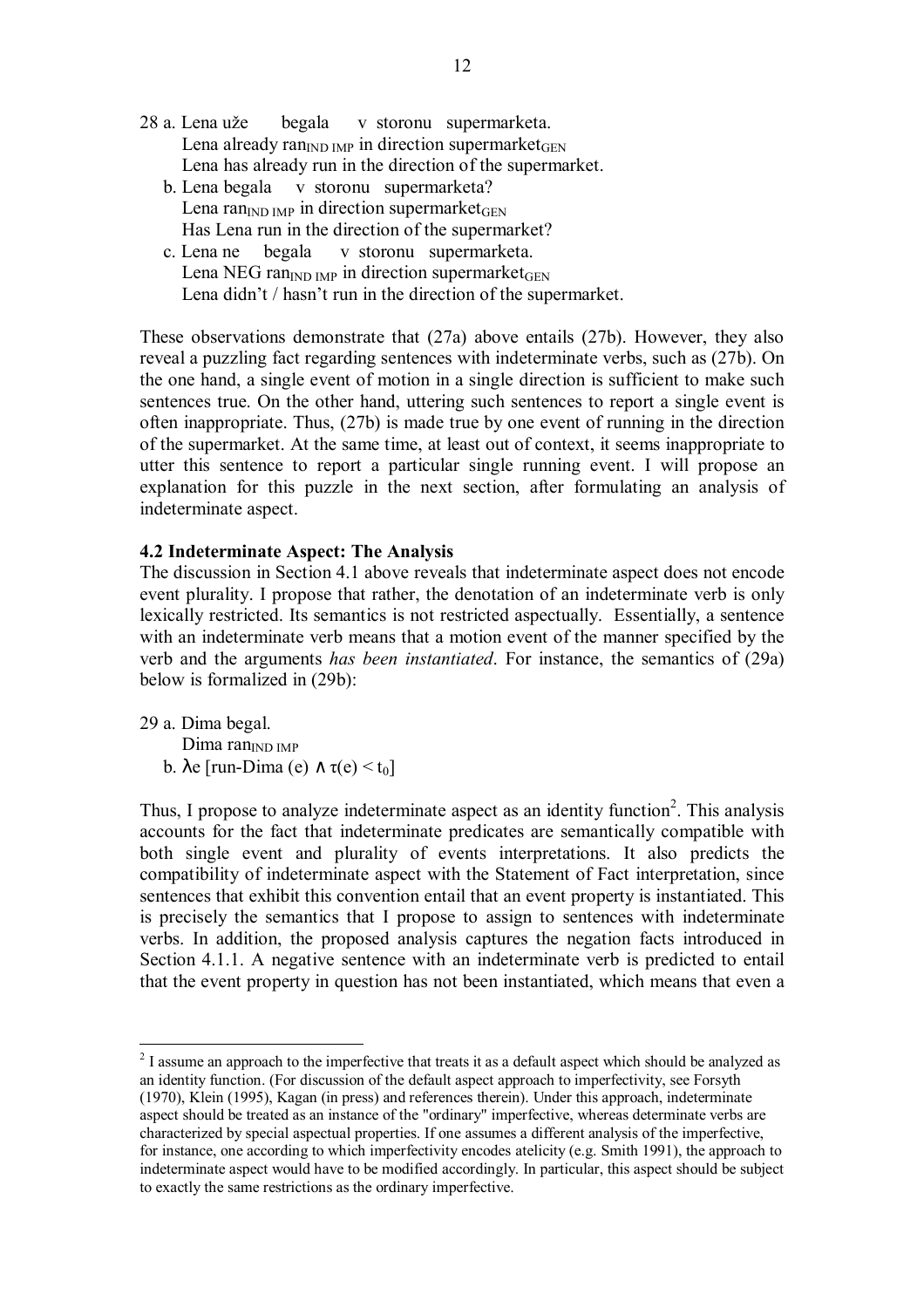28 a. Lena uže begala v storonu supermarketa.
Lena already ran$_{\text{IND IMP}}$ in direction supermarket$_{\text{GEN}}$
Lena has already run in the direction of the supermarket.

b. Lena begala v storonu supermarketa?
Lena ran$_{\text{IND IMP}}$ in direction supermarket$_{\text{GEN}}$
Has Lena run in the direction of the supermarket?

c. Lena ne begala v storonu supermarketa.
Lena NEG ran$_{\text{IND IMP}}$ in direction supermarket$_{\text{GEN}}$
Lena didn't / hasn't run in the direction of the supermarket.

These observations demonstrate that (27a) above entails (27b). However, they also reveal a puzzling fact regarding sentences with indeterminate verbs, such as (27b). On the one hand, a single event of motion in a single direction is sufficient to make such sentences true. On the other hand, uttering such sentences to report a single event is often inappropriate. Thus, (27b) is made true by one event of running in the direction of the supermarket. At the same time, at least out of context, it seems inappropriate to utter this sentence to report a particular single running event. I will propose an explanation for this puzzle in the next section, after formulating an analysis of indeterminate aspect.

### 4.2 Indeterminate Aspect: The Analysis

The discussion in Section 4.1 above reveals that indeterminate aspect does not encode event plurality. I propose that rather, the denotation of an indeterminate verb is only lexically restricted. Its semantics is not restricted aspectually. Essentially, a sentence with an indeterminate verb means that a motion event of the manner specified by the verb and the arguments *has been instantiated*. For instance, the semantics of (29a) below is formalized in (29b):

29 a. Dima begal.
Dima ran$_{\text{IND IMP}}$

b. $\lambda e\,[\text{run-Dima}\,(e) \wedge \tau(e) < t_0]$

Thus, I propose to analyze indeterminate aspect as an identity function[2]. This analysis accounts for the fact that indeterminate predicates are semantically compatible with both single event and plurality of events interpretations. It also predicts the compatibility of indeterminate aspect with the Statement of Fact interpretation, since sentences that exhibit this convention entail that an event property is instantiated. This is precisely the semantics that I propose to assign to sentences with indeterminate verbs. In addition, the proposed analysis captures the negation facts introduced in Section 4.1.1. A negative sentence with an indeterminate verb is predicted to entail that the event property in question has not been instantiated, which means that even a

[2] I assume an approach to the imperfective that treats it as a default aspect which should be analyzed as an identity function. (For discussion of the default aspect approach to imperfectivity, see Forsyth (1970), Klein (1995), Kagan (in press) and references therein). Under this approach, indeterminate aspect should be treated as an instance of the "ordinary" imperfective, whereas determinate verbs are characterized by special aspectual properties. If one assumes a different analysis of the imperfective, for instance, one according to which imperfectivity encodes atelicity (e.g. Smith 1991), the approach to indeterminate aspect would have to be modified accordingly. In particular, this aspect should be subject to exactly the same restrictions as the ordinary imperfective.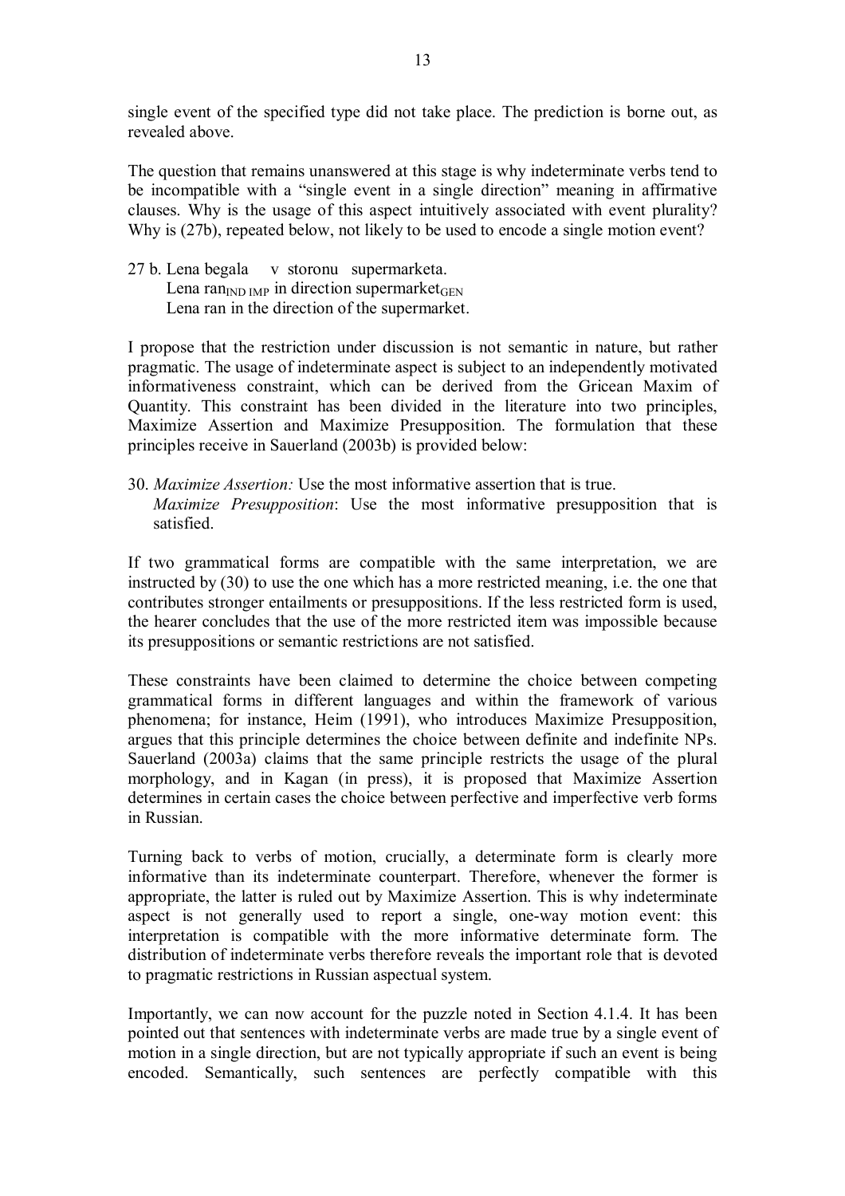single event of the specified type did not take place. The prediction is borne out, as revealed above.

The question that remains unanswered at this stage is why indeterminate verbs tend to be incompatible with a "single event in a single direction" meaning in affirmative clauses. Why is the usage of this aspect intuitively associated with event plurality? Why is (27b), repeated below, not likely to be used to encode a single motion event?

27 b. Lena begala v storonu supermarketa.
Lena ran$_{\text{IND IMP}}$ in direction supermarket$_{\text{GEN}}$
Lena ran in the direction of the supermarket.

I propose that the restriction under discussion is not semantic in nature, but rather pragmatic. The usage of indeterminate aspect is subject to an independently motivated informativeness constraint, which can be derived from the Gricean Maxim of Quantity. This constraint has been divided in the literature into two principles, Maximize Assertion and Maximize Presupposition. The formulation that these principles receive in Sauerland (2003b) is provided below:

30. *Maximize Assertion:* Use the most informative assertion that is true.
*Maximize Presupposition*: Use the most informative presupposition that is satisfied.

If two grammatical forms are compatible with the same interpretation, we are instructed by (30) to use the one which has a more restricted meaning, i.e. the one that contributes stronger entailments or presuppositions. If the less restricted form is used, the hearer concludes that the use of the more restricted item was impossible because its presuppositions or semantic restrictions are not satisfied.

These constraints have been claimed to determine the choice between competing grammatical forms in different languages and within the framework of various phenomena; for instance, Heim (1991), who introduces Maximize Presupposition, argues that this principle determines the choice between definite and indefinite NPs. Sauerland (2003a) claims that the same principle restricts the usage of the plural morphology, and in Kagan (in press), it is proposed that Maximize Assertion determines in certain cases the choice between perfective and imperfective verb forms in Russian.

Turning back to verbs of motion, crucially, a determinate form is clearly more informative than its indeterminate counterpart. Therefore, whenever the former is appropriate, the latter is ruled out by Maximize Assertion. This is why indeterminate aspect is not generally used to report a single, one-way motion event: this interpretation is compatible with the more informative determinate form. The distribution of indeterminate verbs therefore reveals the important role that is devoted to pragmatic restrictions in Russian aspectual system.

Importantly, we can now account for the puzzle noted in Section 4.1.4. It has been pointed out that sentences with indeterminate verbs are made true by a single event of motion in a single direction, but are not typically appropriate if such an event is being encoded. Semantically, such sentences are perfectly compatible with this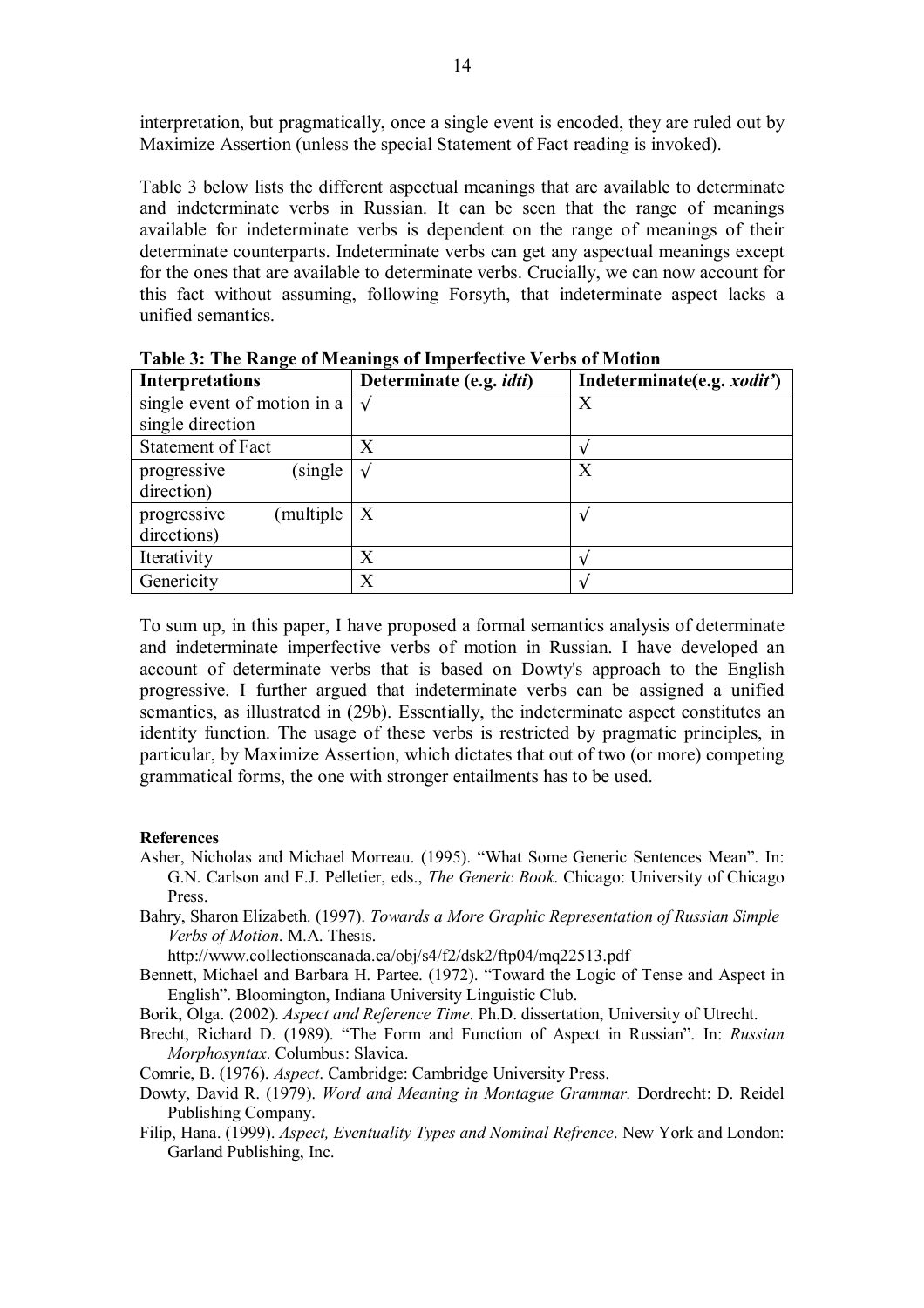interpretation, but pragmatically, once a single event is encoded, they are ruled out by Maximize Assertion (unless the special Statement of Fact reading is invoked).

Table 3 below lists the different aspectual meanings that are available to determinate and indeterminate verbs in Russian. It can be seen that the range of meanings available for indeterminate verbs is dependent on the range of meanings of their determinate counterparts. Indeterminate verbs can get any aspectual meanings except for the ones that are available to determinate verbs. Crucially, we can now account for this fact without assuming, following Forsyth, that indeterminate aspect lacks a unified semantics.

**Table 3: The Range of Meanings of Imperfective Verbs of Motion**

| Interpretations | Determinate (e.g. *idti*) | Indeterminate(e.g. *xodit'*) |
|---|---|---|
| single event of motion in a single direction | √ | X |
| Statement of Fact | X | √ |
| progressive (single direction) | √ | X |
| progressive (multiple directions) | X | √ |
| Iterativity | X | √ |
| Genericity | X | √ |

To sum up, in this paper, I have proposed a formal semantics analysis of determinate and indeterminate imperfective verbs of motion in Russian. I have developed an account of determinate verbs that is based on Dowty's approach to the English progressive. I further argued that indeterminate verbs can be assigned a unified semantics, as illustrated in (29b). Essentially, the indeterminate aspect constitutes an identity function. The usage of these verbs is restricted by pragmatic principles, in particular, by Maximize Assertion, which dictates that out of two (or more) competing grammatical forms, the one with stronger entailments has to be used.

**References**

Asher, Nicholas and Michael Morreau. (1995). "What Some Generic Sentences Mean". In: G.N. Carlson and F.J. Pelletier, eds., *The Generic Book*. Chicago: University of Chicago Press.

Bahry, Sharon Elizabeth. (1997). *Towards a More Graphic Representation of Russian Simple Verbs of Motion*. M.A. Thesis. http://www.collectionscanada.ca/obj/s4/f2/dsk2/ftp04/mq22513.pdf

Bennett, Michael and Barbara H. Partee. (1972). "Toward the Logic of Tense and Aspect in English". Bloomington, Indiana University Linguistic Club.

Borik, Olga. (2002). *Aspect and Reference Time*. Ph.D. dissertation, University of Utrecht.

Brecht, Richard D. (1989). "The Form and Function of Aspect in Russian". In: *Russian Morphosyntax*. Columbus: Slavica.

Comrie, B. (1976). *Aspect*. Cambridge: Cambridge University Press.

Dowty, David R. (1979). *Word and Meaning in Montague Grammar.* Dordrecht: D. Reidel Publishing Company.

Filip, Hana. (1999). *Aspect, Eventuality Types and Nominal Refrence*. New York and London: Garland Publishing, Inc.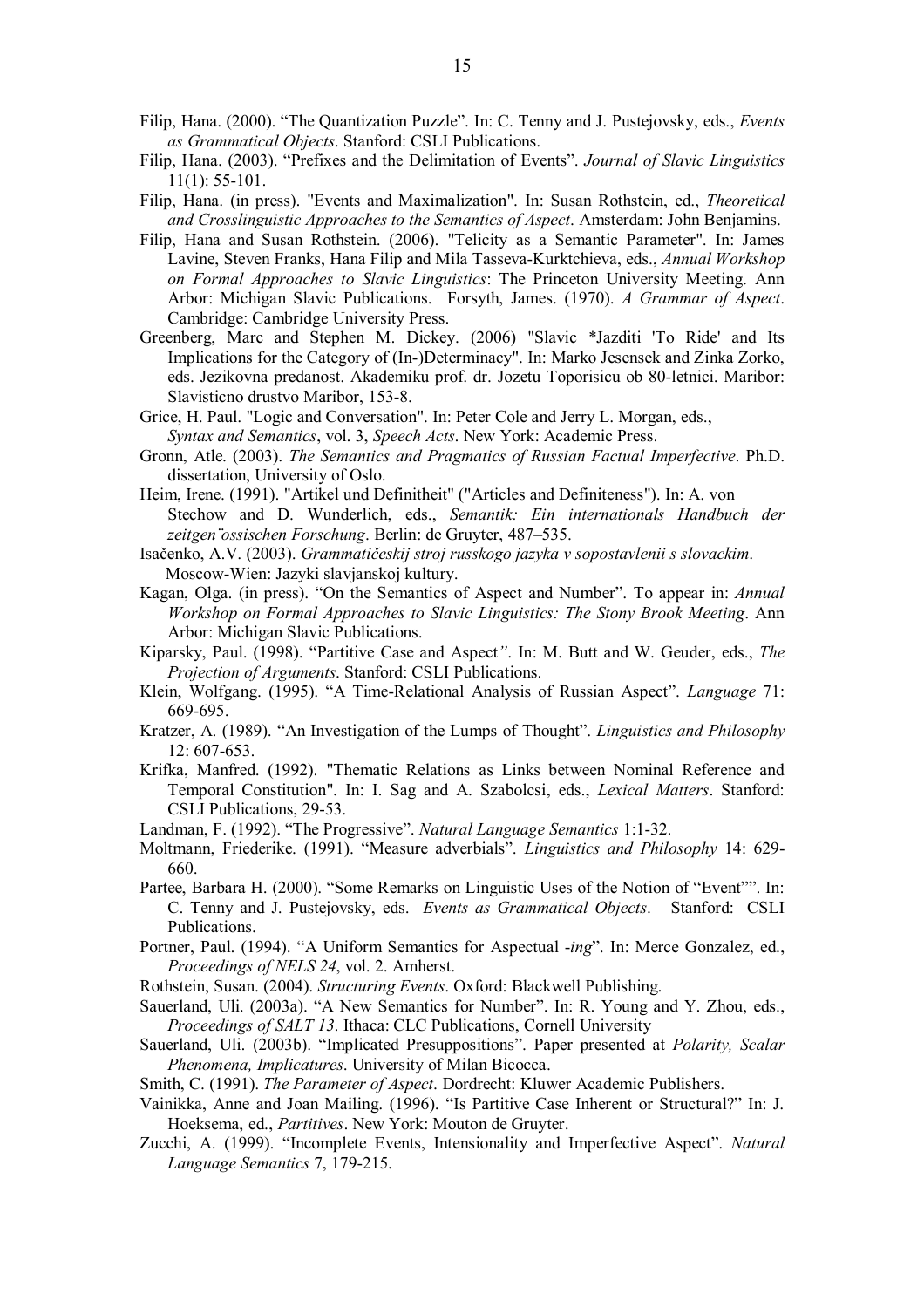Filip, Hana. (2000). "The Quantization Puzzle". In: C. Tenny and J. Pustejovsky, eds., *Events as Grammatical Objects*. Stanford: CSLI Publications.

Filip, Hana. (2003). "Prefixes and the Delimitation of Events". *Journal of Slavic Linguistics* 11(1): 55-101.

Filip, Hana. (in press). "Events and Maximalization". In: Susan Rothstein, ed., *Theoretical and Crosslinguistic Approaches to the Semantics of Aspect*. Amsterdam: John Benjamins.

Filip, Hana and Susan Rothstein. (2006). "Telicity as a Semantic Parameter". In: James Lavine, Steven Franks, Hana Filip and Mila Tasseva-Kurktchieva, eds., *Annual Workshop on Formal Approaches to Slavic Linguistics*: The Princeton University Meeting. Ann Arbor: Michigan Slavic Publications. Forsyth, James. (1970). *A Grammar of Aspect*. Cambridge: Cambridge University Press.

Greenberg, Marc and Stephen M. Dickey. (2006) "Slavic *Jazditi 'To Ride' and Its Implications for the Category of (In-)Determinacy". In: Marko Jesensek and Zinka Zorko, eds. Jezikovna predanost. Akademiku prof. dr. Jozetu Toporisicu ob 80-letnici. Maribor: Slavisticno drustvo Maribor, 153-8.

Grice, H. Paul. "Logic and Conversation". In: Peter Cole and Jerry L. Morgan, eds., *Syntax and Semantics*, vol. 3, *Speech Acts*. New York: Academic Press.

Gronn, Atle. (2003). *The Semantics and Pragmatics of Russian Factual Imperfective*. Ph.D. dissertation, University of Oslo.

Heim, Irene. (1991). "Artikel und Definitheit" ("Articles and Definiteness"). In: A. von Stechow and D. Wunderlich, eds., *Semantik: Ein internationals Handbuch der zeitgen¨ossischen Forschung*. Berlin: de Gruyter, 487–535.

Isačenko, A.V. (2003). *Grammatičeskij stroj russkogo jazyka v sopostavlenii s slovackim*. Moscow-Wien: Jazyki slavjanskoj kultury.

Kagan, Olga. (in press). "On the Semantics of Aspect and Number". To appear in: *Annual Workshop on Formal Approaches to Slavic Linguistics: The Stony Brook Meeting*. Ann Arbor: Michigan Slavic Publications.

Kiparsky, Paul. (1998). "Partitive Case and Aspect". In: M. Butt and W. Geuder, eds., *The Projection of Arguments*. Stanford: CSLI Publications.

Klein, Wolfgang. (1995). "A Time-Relational Analysis of Russian Aspect". *Language* 71: 669-695.

Kratzer, A. (1989). "An Investigation of the Lumps of Thought". *Linguistics and Philosophy* 12: 607-653.

Krifka, Manfred. (1992). "Thematic Relations as Links between Nominal Reference and Temporal Constitution". In: I. Sag and A. Szabolcsi, eds., *Lexical Matters*. Stanford: CSLI Publications, 29-53.

Landman, F. (1992). "The Progressive". *Natural Language Semantics* 1:1-32.

Moltmann, Friederike. (1991). "Measure adverbials". *Linguistics and Philosophy* 14: 629-660.

Partee, Barbara H. (2000). "Some Remarks on Linguistic Uses of the Notion of "Event"". In: C. Tenny and J. Pustejovsky, eds. *Events as Grammatical Objects*. Stanford: CSLI Publications.

Portner, Paul. (1994). "A Uniform Semantics for Aspectual *-ing*". In: Merce Gonzalez, ed., *Proceedings of NELS 24*, vol. 2. Amherst.

Rothstein, Susan. (2004). *Structuring Events*. Oxford: Blackwell Publishing.

Sauerland, Uli. (2003a). "A New Semantics for Number". In: R. Young and Y. Zhou, eds., *Proceedings of SALT 13*. Ithaca: CLC Publications, Cornell University

Sauerland, Uli. (2003b). "Implicated Presuppositions". Paper presented at *Polarity, Scalar Phenomena, Implicatures*. University of Milan Bicocca.

Smith, C. (1991). *The Parameter of Aspect*. Dordrecht: Kluwer Academic Publishers.

Vainikka, Anne and Joan Mailing. (1996). "Is Partitive Case Inherent or Structural?" In: J. Hoeksema, ed., *Partitives*. New York: Mouton de Gruyter.

Zucchi, A. (1999). "Incomplete Events, Intensionality and Imperfective Aspect". *Natural Language Semantics* 7, 179-215.